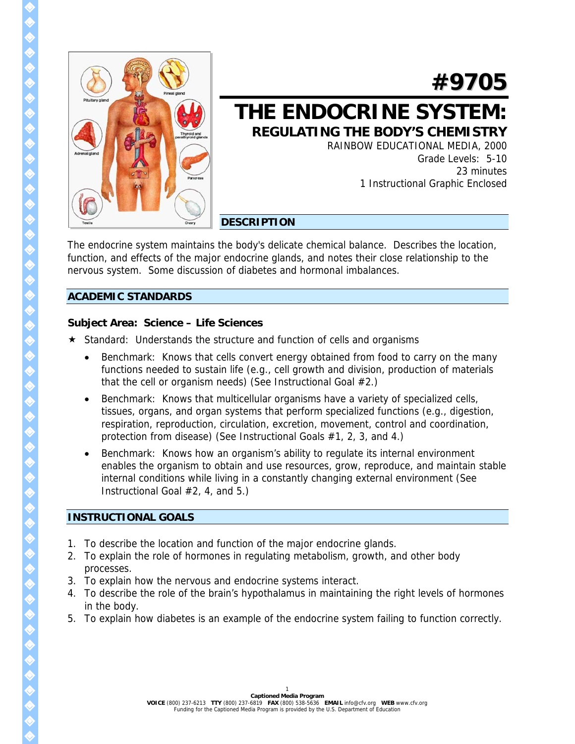# #9705

# THE ENDOCRINE SYSTEM:

## REGULATING THE BODY'S CHEMISTRY

RAINBOW EDUCATIONAL MEDIA, 2000
Grade Levels: 5-10
23 minutes
1 Instructional Graphic Enclosed

## DESCRIPTION

The endocrine system maintains the body's delicate chemical balance. Describes the location, function, and effects of the major endocrine glands, and notes their close relationship to the nervous system. Some discussion of diabetes and hormonal imbalances.

## ACADEMIC STANDARDS

### Subject Area: Science – Life Sciences

★ Standard: Understands the structure and function of cells and organisms

- Benchmark: Knows that cells convert energy obtained from food to carry on the many functions needed to sustain life (e.g., cell growth and division, production of materials that the cell or organism needs) (See Instructional Goal #2.)
- Benchmark: Knows that multicellular organisms have a variety of specialized cells, tissues, organs, and organ systems that perform specialized functions (e.g., digestion, respiration, reproduction, circulation, excretion, movement, control and coordination, protection from disease) (See Instructional Goals #1, 2, 3, and 4.)
- Benchmark: Knows how an organism's ability to regulate its internal environment enables the organism to obtain and use resources, grow, reproduce, and maintain stable internal conditions while living in a constantly changing external environment (See Instructional Goal #2, 4, and 5.)

## INSTRUCTIONAL GOALS

1. To describe the location and function of the major endocrine glands.
2. To explain the role of hormones in regulating metabolism, growth, and other body processes.
3. To explain how the nervous and endocrine systems interact.
4. To describe the role of the brain's hypothalamus in maintaining the right levels of hormones in the body.
5. To explain how diabetes is an example of the endocrine system failing to function correctly.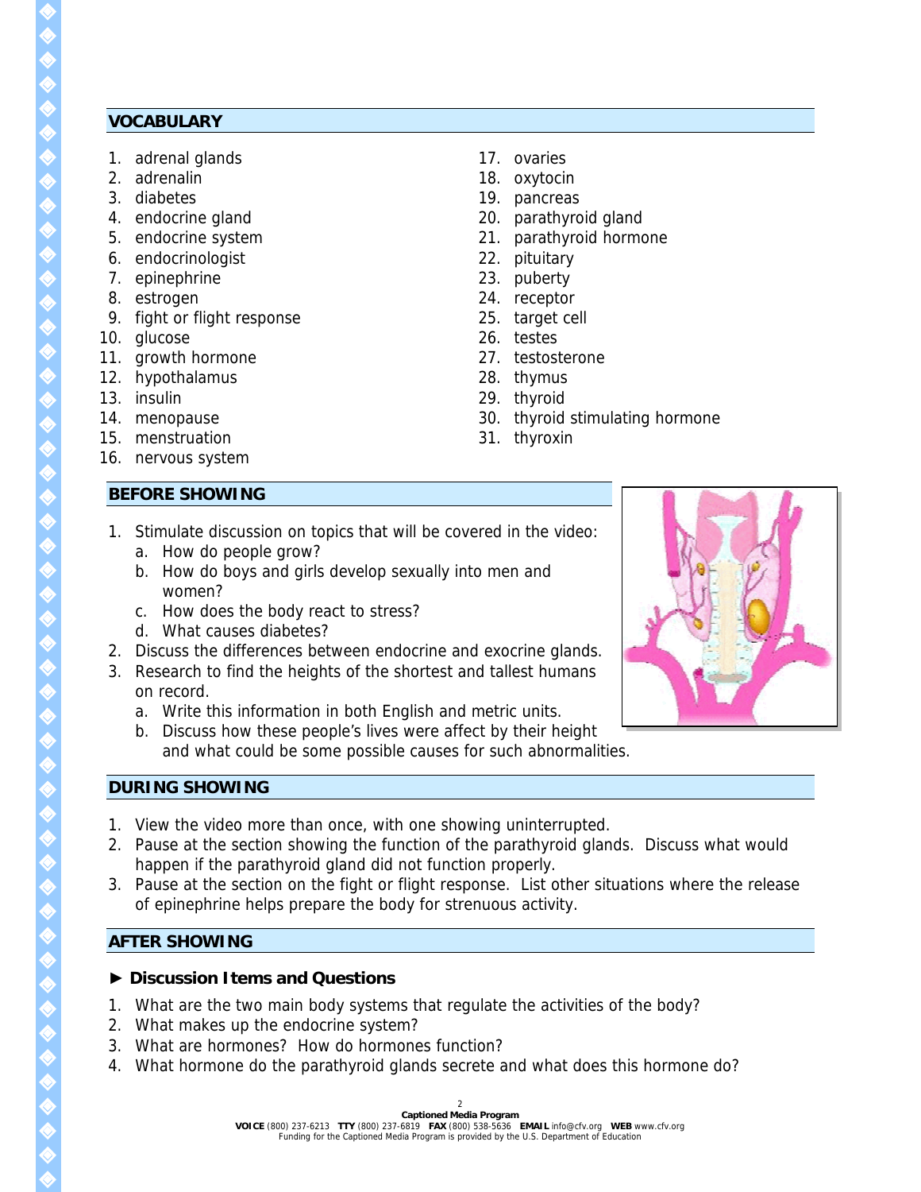## VOCABULARY

1. adrenal glands
2. adrenalin
3. diabetes
4. endocrine gland
5. endocrine system
6. endocrinologist
7. epinephrine
8. estrogen
9. fight or flight response
10. glucose
11. growth hormone
12. hypothalamus
13. insulin
14. menopause
15. menstruation
16. nervous system
17. ovaries
18. oxytocin
19. pancreas
20. parathyroid gland
21. parathyroid hormone
22. pituitary
23. puberty
24. receptor
25. target cell
26. testes
27. testosterone
28. thymus
29. thyroid
30. thyroid stimulating hormone
31. thyroxin

## BEFORE SHOWING

1. Stimulate discussion on topics that will be covered in the video:
   a. How do people grow?
   b. How do boys and girls develop sexually into men and women?
   c. How does the body react to stress?
   d. What causes diabetes?
2. Discuss the differences between endocrine and exocrine glands.
3. Research to find the heights of the shortest and tallest humans on record.
   a. Write this information in both English and metric units.
   b. Discuss how these people's lives were affect by their height and what could be some possible causes for such abnormalities.

## DURING SHOWING

1. View the video more than once, with one showing uninterrupted.
2. Pause at the section showing the function of the parathyroid glands. Discuss what would happen if the parathyroid gland did not function properly.
3. Pause at the section on the fight or flight response. List other situations where the release of epinephrine helps prepare the body for strenuous activity.

## AFTER SHOWING

### ► Discussion Items and Questions

1. What are the two main body systems that regulate the activities of the body?
2. What makes up the endocrine system?
3. What are hormones? How do hormones function?
4. What hormone do the parathyroid glands secrete and what does this hormone do?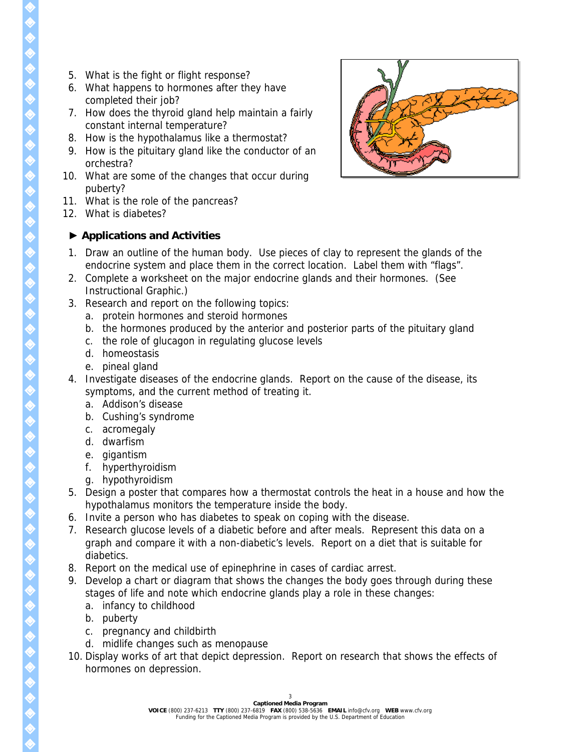5. What is the fight or flight response?
6. What happens to hormones after they have completed their job?
7. How does the thyroid gland help maintain a fairly constant internal temperature?
8. How is the hypothalamus like a thermostat?
9. How is the pituitary gland like the conductor of an orchestra?
10. What are some of the changes that occur during puberty?
11. What is the role of the pancreas?
12. What is diabetes?

### ► Applications and Activities

1. Draw an outline of the human body. Use pieces of clay to represent the glands of the endocrine system and place them in the correct location. Label them with "flags".
2. Complete a worksheet on the major endocrine glands and their hormones. (See Instructional Graphic.)
3. Research and report on the following topics:
   a. protein hormones and steroid hormones
   b. the hormones produced by the anterior and posterior parts of the pituitary gland
   c. the role of glucagon in regulating glucose levels
   d. homeostasis
   e. pineal gland
4. Investigate diseases of the endocrine glands. Report on the cause of the disease, its symptoms, and the current method of treating it.
   a. Addison's disease
   b. Cushing's syndrome
   c. acromegaly
   d. dwarfism
   e. gigantism
   f. hyperthyroidism
   g. hypothyroidism
5. Design a poster that compares how a thermostat controls the heat in a house and how the hypothalamus monitors the temperature inside the body.
6. Invite a person who has diabetes to speak on coping with the disease.
7. Research glucose levels of a diabetic before and after meals. Represent this data on a graph and compare it with a non-diabetic's levels. Report on a diet that is suitable for diabetics.
8. Report on the medical use of epinephrine in cases of cardiac arrest.
9. Develop a chart or diagram that shows the changes the body goes through during these stages of life and note which endocrine glands play a role in these changes:
   a. infancy to childhood
   b. puberty
   c. pregnancy and childbirth
   d. midlife changes such as menopause
10. Display works of art that depict depression. Report on research that shows the effects of hormones on depression.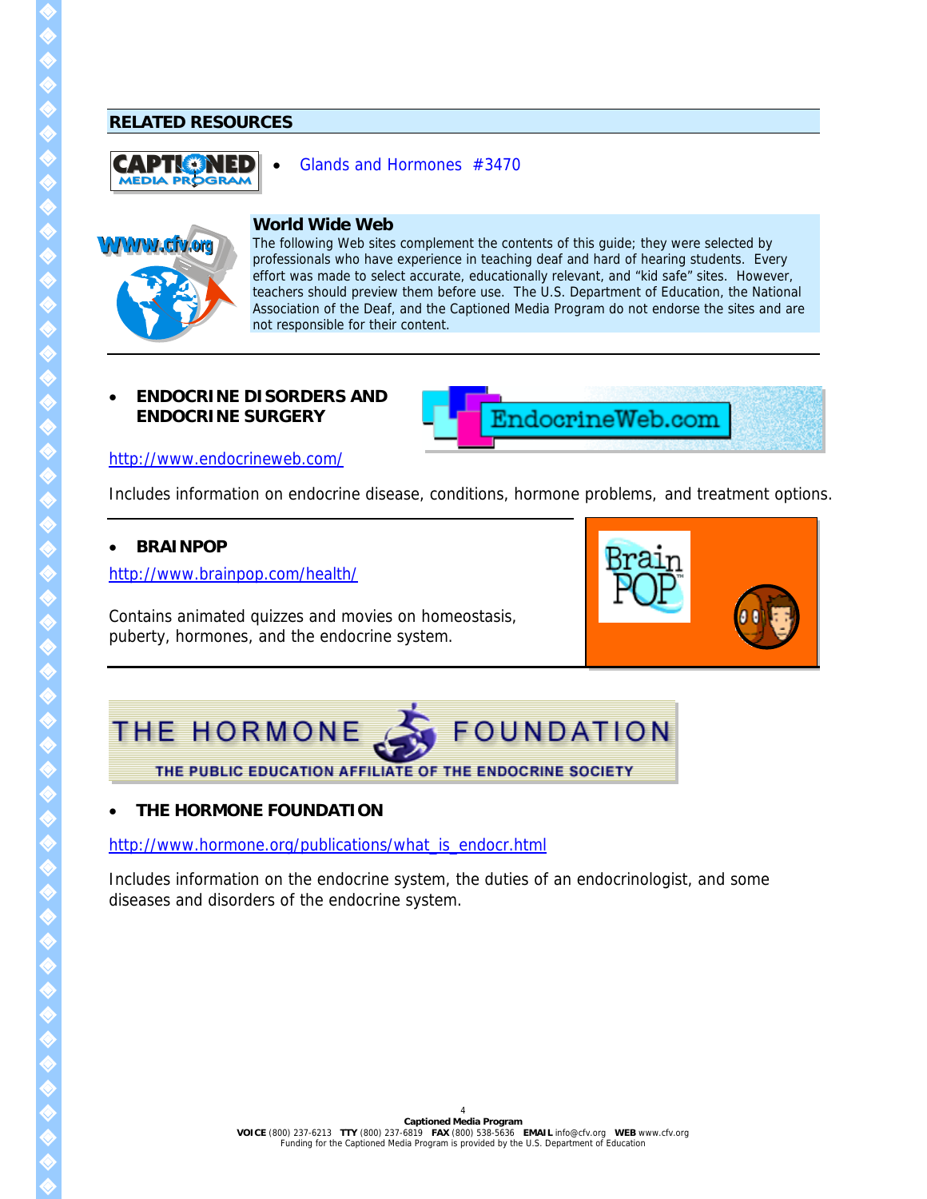## RELATED RESOURCES

- Glands and Hormones #3470

### World Wide Web

The following Web sites complement the contents of this guide; they were selected by professionals who have experience in teaching deaf and hard of hearing students. Every effort was made to select accurate, educationally relevant, and "kid safe" sites. However, teachers should preview them before use. The U.S. Department of Education, the National Association of the Deaf, and the Captioned Media Program do not endorse the sites and are not responsible for their content.

- **ENDOCRINE DISORDERS AND ENDOCRINE SURGERY**

http://www.endocrineweb.com/

Includes information on endocrine disease, conditions, hormone problems, and treatment options.

- **BRAINPOP**

http://www.brainpop.com/health/

Contains animated quizzes and movies on homeostasis, puberty, hormones, and the endocrine system.

- **THE HORMONE FOUNDATION**

http://www.hormone.org/publications/what_is_endocr.html

Includes information on the endocrine system, the duties of an endocrinologist, and some diseases and disorders of the endocrine system.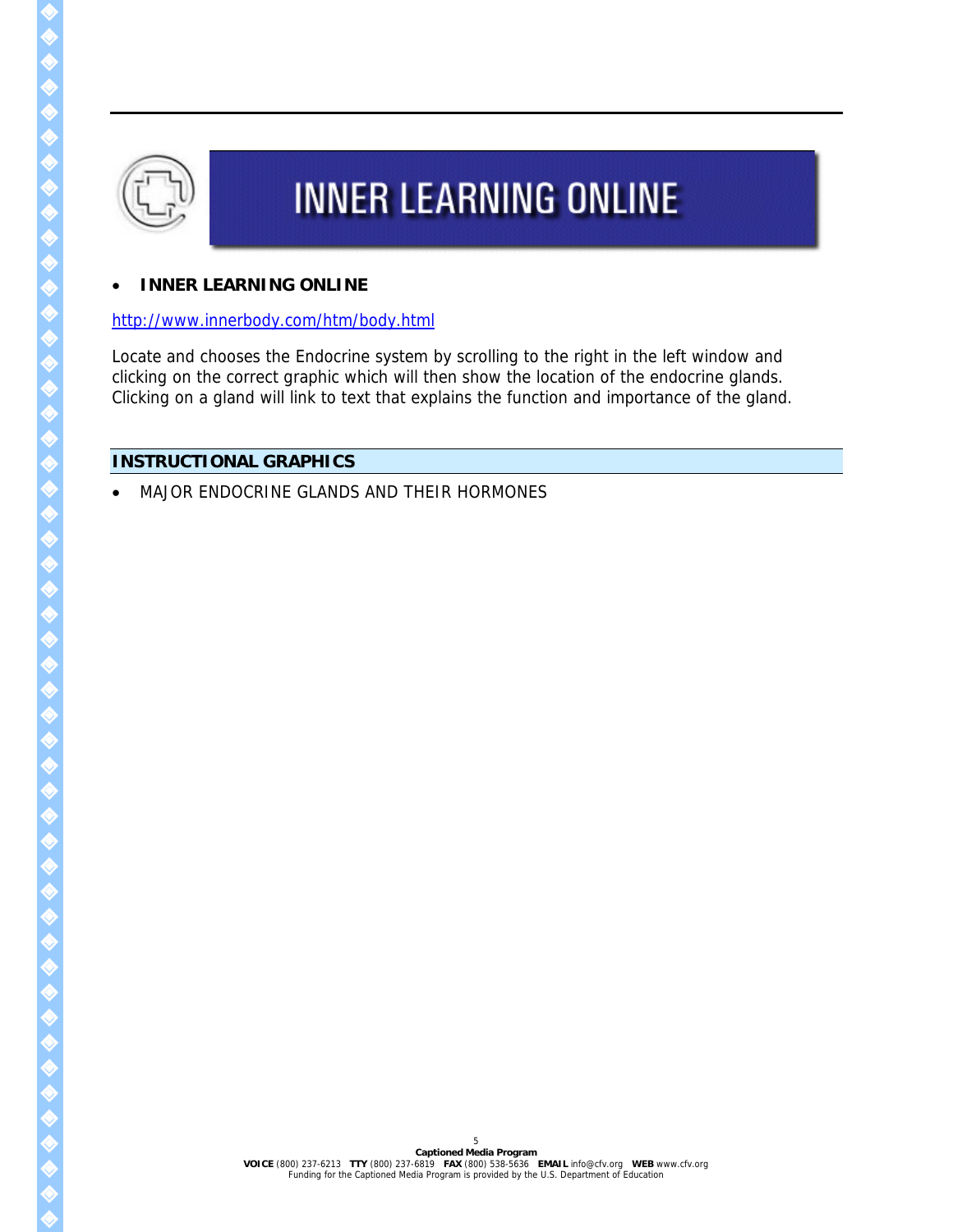# INNER LEARNING ONLINE

- **INNER LEARNING ONLINE**

http://www.innerbody.com/htm/body.html

Locate and chooses the Endocrine system by scrolling to the right in the left window and clicking on the correct graphic which will then show the location of the endocrine glands. Clicking on a gland will link to text that explains the function and importance of the gland.

## INSTRUCTIONAL GRAPHICS

- MAJOR ENDOCRINE GLANDS AND THEIR HORMONES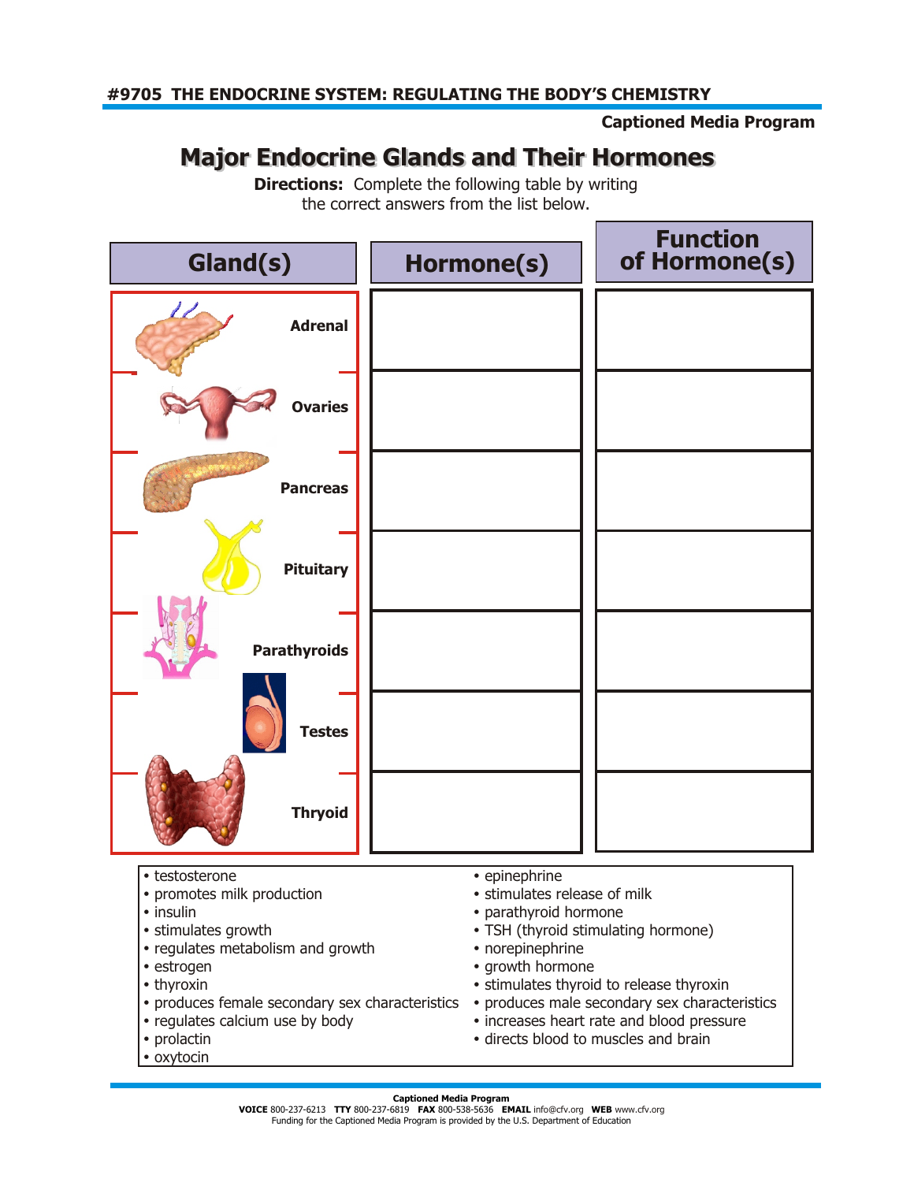#9705 THE ENDOCRINE SYSTEM: REGULATING THE BODY'S CHEMISTRY

**Captioned Media Program**

# Major Endocrine Glands and Their Hormones

**Directions:** Complete the following table by writing the correct answers from the list below.

| Gland(s) | Hormone(s) | Function of Hormone(s) |
|---|---|---|
| Adrenal | | |
| Ovaries | | |
| Pancreas | | |
| Pituitary | | |
| Parathyroids | | |
| Testes | | |
| Thryoid | | |

- testosterone
- promotes milk production
- insulin
- stimulates growth
- regulates metabolism and growth
- estrogen
- thyroxin
- produces female secondary sex characteristics
- regulates calcium use by body
- prolactin
- oxytocin
- epinephrine
- stimulates release of milk
- parathyroid hormone
- TSH (thyroid stimulating hormone)
- norepinephrine
- growth hormone
- stimulates thyroid to release thyroxin
- produces male secondary sex characteristics
- increases heart rate and blood pressure
- directs blood to muscles and brain